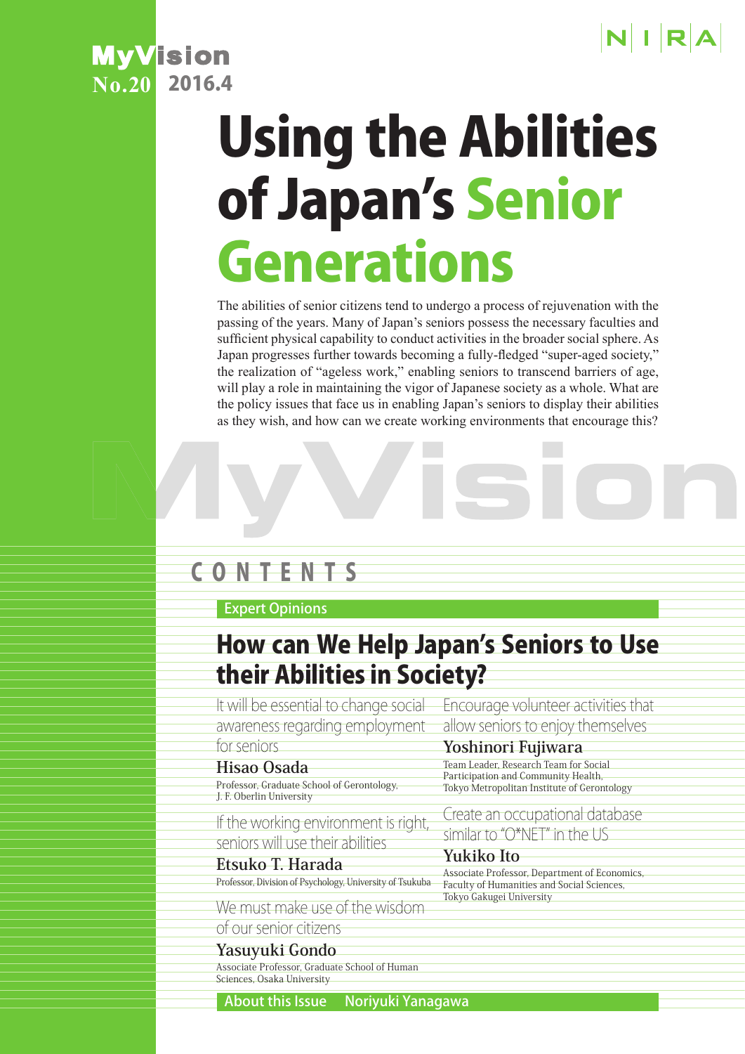MyVision No.20 2016.4

NIRA

# Using the Abilities of Japan's Senior Generations

The abilities of senior citizens tend to undergo a process of rejuvenation with the passing of the years. Many of Japan's seniors possess the necessary faculties and sufficient physical capability to conduct activities in the broader social sphere. As Japan progresses further towards becoming a fully-fledged "super-aged society," the realization of "ageless work," enabling seniors to transcend barriers of age, will play a role in maintaining the vigor of Japanese society as a whole. What are the policy issues that face us in enabling Japan's seniors to display their abilities as they wish, and how can we create working environments that encourage this?

## CONTENTS

**Expert Opinions**

### How can We Help Japan's Seniors to Use their Abilities in Society?

It will be essential to change social awareness regarding employment for seniors
**Hisao Osada**
Professor, Graduate School of Gerontology, J. F. Oberlin University

If the working environment is right, seniors will use their abilities
**Etsuko T. Harada**
Professor, Division of Psychology, University of Tsukuba

We must make use of the wisdom of our senior citizens
**Yasuyuki Gondo**
Associate Professor, Graduate School of Human Sciences, Osaka University

Encourage volunteer activities that allow seniors to enjoy themselves
**Yoshinori Fujiwara**
Team Leader, Research Team for Social Participation and Community Health, Tokyo Metropolitan Institute of Gerontology

Create an occupational database similar to "O*NET" in the US
**Yukiko Ito**
Associate Professor, Department of Economics, Faculty of Humanities and Social Sciences, Tokyo Gakugei University

**About this Issue** Noriyuki Yanagawa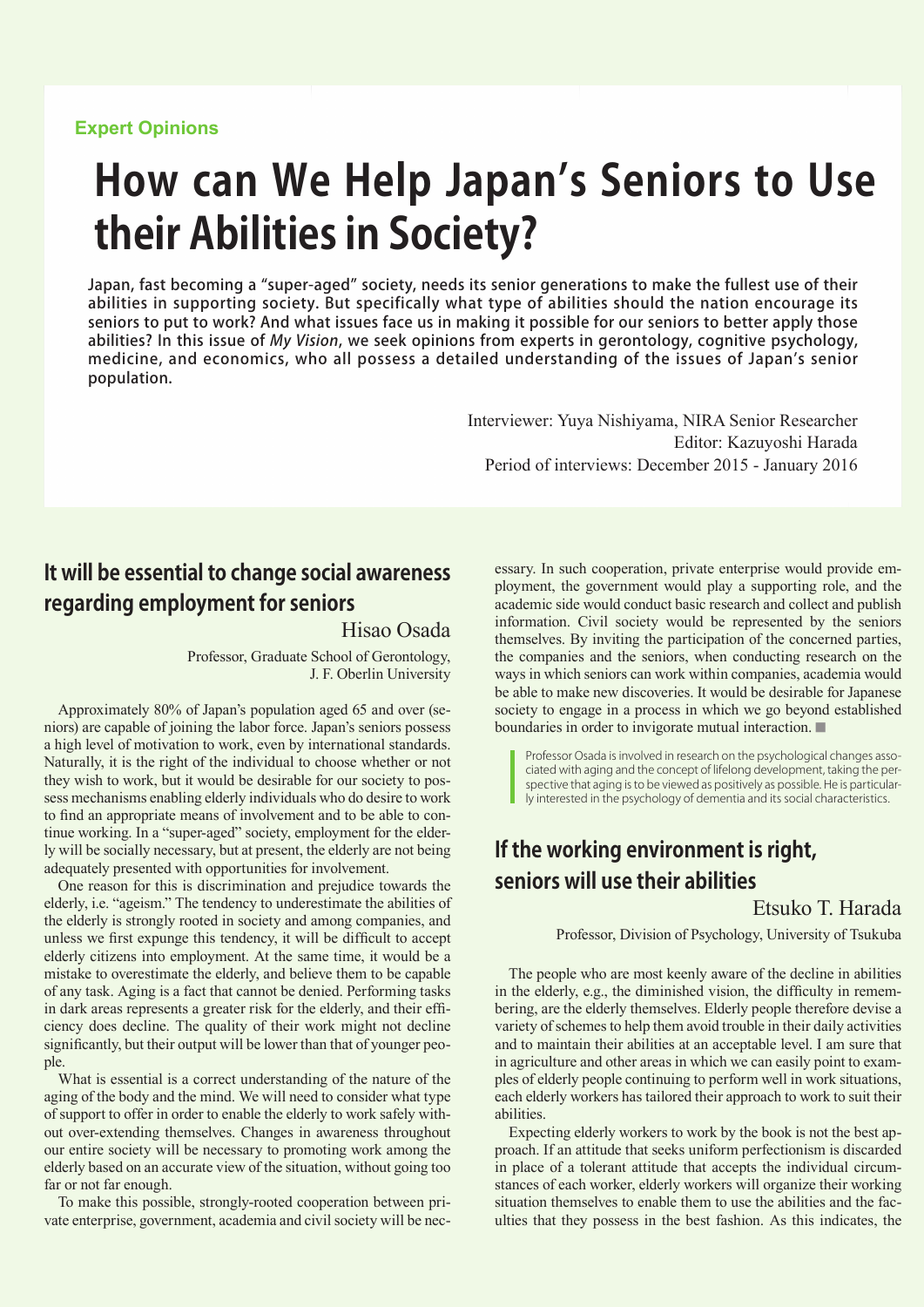Expert Opinions

# How can We Help Japan's Seniors to Use their Abilities in Society?

**Japan, fast becoming a "super-aged" society, needs its senior generations to make the fullest use of their abilities in supporting society. But specifically what type of abilities should the nation encourage its seniors to put to work? And what issues face us in making it possible for our seniors to better apply those abilities? In this issue of *My Vision*, we seek opinions from experts in gerontology, cognitive psychology, medicine, and economics, who all possess a detailed understanding of the issues of Japan's senior population.**

Interviewer: Yuya Nishiyama, NIRA Senior Researcher
Editor: Kazuyoshi Harada
Period of interviews: December 2015 - January 2016

## It will be essential to change social awareness regarding employment for seniors

Hisao Osada

Professor, Graduate School of Gerontology, J. F. Oberlin University

Approximately 80% of Japan's population aged 65 and over (seniors) are capable of joining the labor force. Japan's seniors possess a high level of motivation to work, even by international standards. Naturally, it is the right of the individual to choose whether or not they wish to work, but it would be desirable for our society to possess mechanisms enabling elderly individuals who do desire to work to find an appropriate means of involvement and to be able to continue working. In a "super-aged" society, employment for the elderly will be socially necessary, but at present, the elderly are not being adequately presented with opportunities for involvement.

One reason for this is discrimination and prejudice towards the elderly, i.e. "ageism." The tendency to underestimate the abilities of the elderly is strongly rooted in society and among companies, and unless we first expunge this tendency, it will be difficult to accept elderly citizens into employment. At the same time, it would be a mistake to overestimate the elderly, and believe them to be capable of any task. Aging is a fact that cannot be denied. Performing tasks in dark areas represents a greater risk for the elderly, and their efficiency does decline. The quality of their work might not decline significantly, but their output will be lower than that of younger people.

What is essential is a correct understanding of the nature of the aging of the body and the mind. We will need to consider what type of support to offer in order to enable the elderly to work safely without over-extending themselves. Changes in awareness throughout our entire society will be necessary to promoting work among the elderly based on an accurate view of the situation, without going too far or not far enough.

To make this possible, strongly-rooted cooperation between private enterprise, government, academia and civil society will be necessary. In such cooperation, private enterprise would provide employment, the government would play a supporting role, and the academic side would conduct basic research and collect and publish information. Civil society would be represented by the seniors themselves. By inviting the participation of the concerned parties, the companies and the seniors, when conducting research on the ways in which seniors can work within companies, academia would be able to make new discoveries. It would be desirable for Japanese society to engage in a process in which we go beyond established boundaries in order to invigorate mutual interaction. ■

> Professor Osada is involved in research on the psychological changes associated with aging and the concept of lifelong development, taking the perspective that aging is to be viewed as positively as possible. He is particularly interested in the psychology of dementia and its social characteristics.

## If the working environment is right, seniors will use their abilities

Etsuko T. Harada

Professor, Division of Psychology, University of Tsukuba

The people who are most keenly aware of the decline in abilities in the elderly, e.g., the diminished vision, the difficulty in remembering, are the elderly themselves. Elderly people therefore devise a variety of schemes to help them avoid trouble in their daily activities and to maintain their abilities at an acceptable level. I am sure that in agriculture and other areas in which we can easily point to examples of elderly people continuing to perform well in work situations, each elderly workers has tailored their approach to work to suit their abilities.

Expecting elderly workers to work by the book is not the best approach. If an attitude that seeks uniform perfectionism is discarded in place of a tolerant attitude that accepts the individual circumstances of each worker, elderly workers will organize their working situation themselves to enable them to use the abilities and the faculties that they possess in the best fashion. As this indicates, the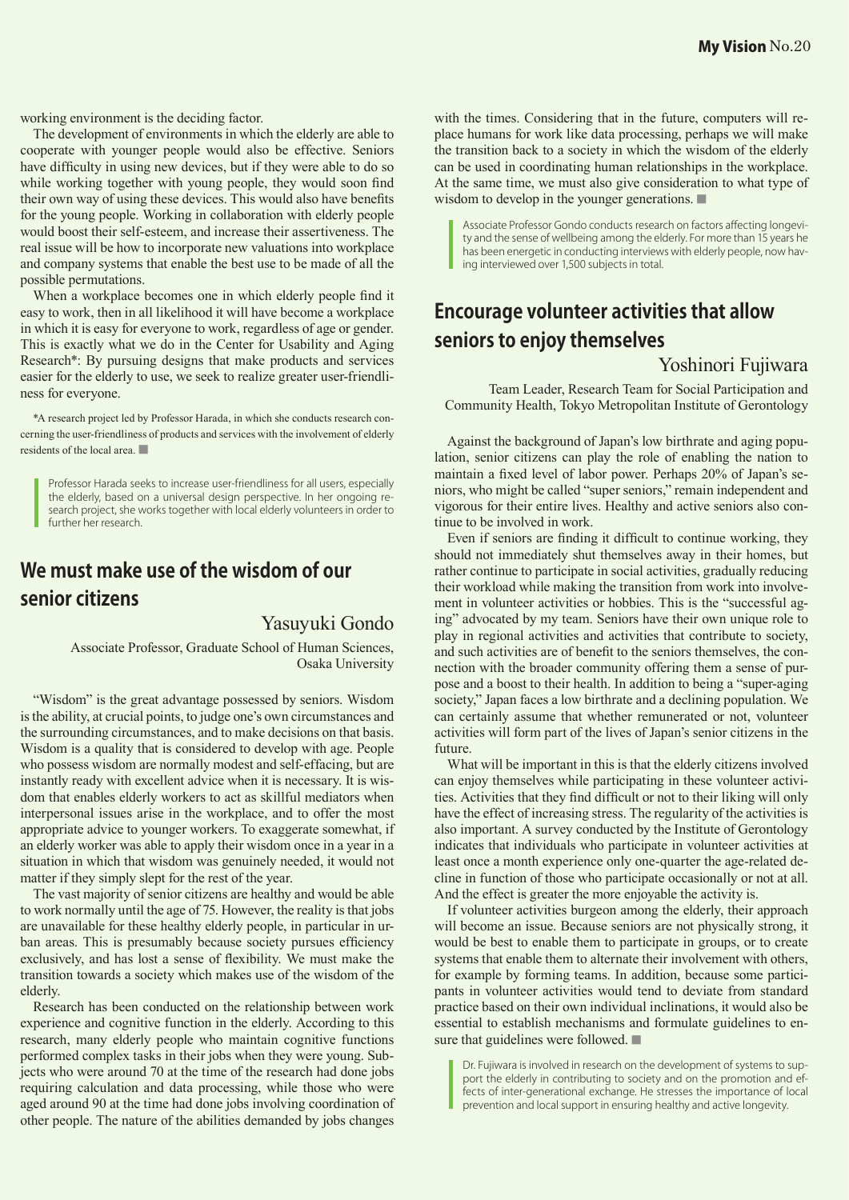working environment is the deciding factor.

The development of environments in which the elderly are able to cooperate with younger people would also be effective. Seniors have difficulty in using new devices, but if they were able to do so while working together with young people, they would soon find their own way of using these devices. This would also have benefits for the young people. Working in collaboration with elderly people would boost their self-esteem, and increase their assertiveness. The real issue will be how to incorporate new valuations into workplace and company systems that enable the best use to be made of all the possible permutations.

When a workplace becomes one in which elderly people find it easy to work, then in all likelihood it will have become a workplace in which it is easy for everyone to work, regardless of age or gender. This is exactly what we do in the Center for Usability and Aging Research*: By pursuing designs that make products and services easier for the elderly to use, we seek to realize greater user-friendliness for everyone.

*A research project led by Professor Harada, in which she conducts research concerning the user-friendliness of products and services with the involvement of elderly residents of the local area. ■

> Professor Harada seeks to increase user-friendliness for all users, especially the elderly, based on a universal design perspective. In her ongoing research project, she works together with local elderly volunteers in order to further her research.

## We must make use of the wisdom of our senior citizens

**Yasuyuki Gondo**

Associate Professor, Graduate School of Human Sciences, Osaka University

"Wisdom" is the great advantage possessed by seniors. Wisdom is the ability, at crucial points, to judge one's own circumstances and the surrounding circumstances, and to make decisions on that basis. Wisdom is a quality that is considered to develop with age. People who possess wisdom are normally modest and self-effacing, but are instantly ready with excellent advice when it is necessary. It is wisdom that enables elderly workers to act as skillful mediators when interpersonal issues arise in the workplace, and to offer the most appropriate advice to younger workers. To exaggerate somewhat, if an elderly worker was able to apply their wisdom once in a year in a situation in which that wisdom was genuinely needed, it would not matter if they simply slept for the rest of the year.

The vast majority of senior citizens are healthy and would be able to work normally until the age of 75. However, the reality is that jobs are unavailable for these healthy elderly people, in particular in urban areas. This is presumably because society pursues efficiency exclusively, and has lost a sense of flexibility. We must make the transition towards a society which makes use of the wisdom of the elderly.

Research has been conducted on the relationship between work experience and cognitive function in the elderly. According to this research, many elderly people who maintain cognitive functions performed complex tasks in their jobs when they were young. Subjects who were around 70 at the time of the research had done jobs requiring calculation and data processing, while those who were aged around 90 at the time had done jobs involving coordination of other people. The nature of the abilities demanded by jobs changes with the times. Considering that in the future, computers will replace humans for work like data processing, perhaps we will make the transition back to a society in which the wisdom of the elderly can be used in coordinating human relationships in the workplace. At the same time, we must also give consideration to what type of wisdom to develop in the younger generations. ■

> Associate Professor Gondo conducts research on factors affecting longevity and the sense of wellbeing among the elderly. For more than 15 years he has been energetic in conducting interviews with elderly people, now having interviewed over 1,500 subjects in total.

## Encourage volunteer activities that allow seniors to enjoy themselves

**Yoshinori Fujiwara**

Team Leader, Research Team for Social Participation and Community Health, Tokyo Metropolitan Institute of Gerontology

Against the background of Japan's low birthrate and aging population, senior citizens can play the role of enabling the nation to maintain a fixed level of labor power. Perhaps 20% of Japan's seniors, who might be called "super seniors," remain independent and vigorous for their entire lives. Healthy and active seniors also continue to be involved in work.

Even if seniors are finding it difficult to continue working, they should not immediately shut themselves away in their homes, but rather continue to participate in social activities, gradually reducing their workload while making the transition from work into involvement in volunteer activities or hobbies. This is the "successful aging" advocated by my team. Seniors have their own unique role to play in regional activities and activities that contribute to society, and such activities are of benefit to the seniors themselves, the connection with the broader community offering them a sense of purpose and a boost to their health. In addition to being a "super-aging society," Japan faces a low birthrate and a declining population. We can certainly assume that whether remunerated or not, volunteer activities will form part of the lives of Japan's senior citizens in the future.

What will be important in this is that the elderly citizens involved can enjoy themselves while participating in these volunteer activities. Activities that they find difficult or not to their liking will only have the effect of increasing stress. The regularity of the activities is also important. A survey conducted by the Institute of Gerontology indicates that individuals who participate in volunteer activities at least once a month experience only one-quarter the age-related decline in function of those who participate occasionally or not at all. And the effect is greater the more enjoyable the activity is.

If volunteer activities burgeon among the elderly, their approach will become an issue. Because seniors are not physically strong, it would be best to enable them to participate in groups, or to create systems that enable them to alternate their involvement with others, for example by forming teams. In addition, because some participants in volunteer activities would tend to deviate from standard practice based on their own individual inclinations, it would also be essential to establish mechanisms and formulate guidelines to ensure that guidelines were followed. ■

> Dr. Fujiwara is involved in research on the development of systems to support the elderly in contributing to society and on the promotion and effects of inter-generational exchange. He stresses the importance of local prevention and local support in ensuring healthy and active longevity.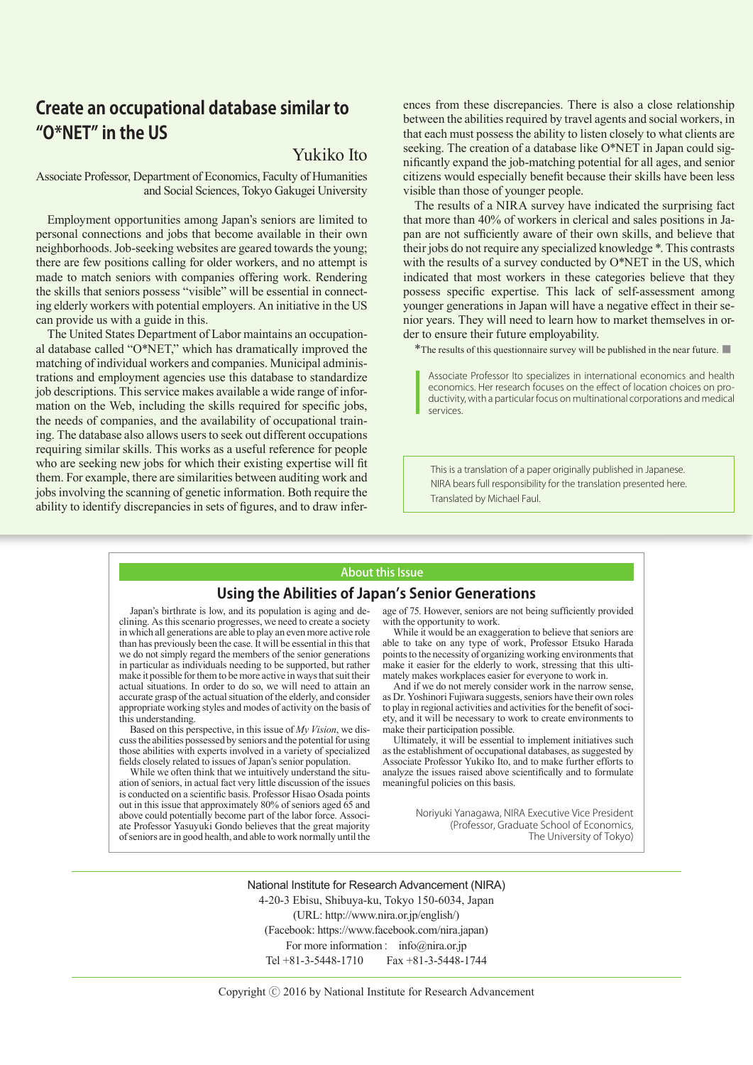## Create an occupational database similar to "O*NET" in the US

**Yukiko Ito**

Associate Professor, Department of Economics, Faculty of Humanities and Social Sciences, Tokyo Gakugei University

Employment opportunities among Japan's seniors are limited to personal connections and jobs that become available in their own neighborhoods. Job-seeking websites are geared towards the young; there are few positions calling for older workers, and no attempt is made to match seniors with companies offering work. Rendering the skills that seniors possess "visible" will be essential in connecting elderly workers with potential employers. An initiative in the US can provide us with a guide in this.

The United States Department of Labor maintains an occupational database called "O*NET," which has dramatically improved the matching of individual workers and companies. Municipal administrations and employment agencies use this database to standardize job descriptions. This service makes available a wide range of information on the Web, including the skills required for specific jobs, the needs of companies, and the availability of occupational training. The database also allows users to seek out different occupations requiring similar skills. This works as a useful reference for people who are seeking new jobs for which their existing expertise will fit them. For example, there are similarities between auditing work and jobs involving the scanning of genetic information. Both require the ability to identify discrepancies in sets of figures, and to draw inferences from these discrepancies. There is also a close relationship between the abilities required by travel agents and social workers, in that each must possess the ability to listen closely to what clients are seeking. The creation of a database like O*NET in Japan could significantly expand the job-matching potential for all ages, and senior citizens would especially benefit because their skills have been less visible than those of younger people.

The results of a NIRA survey have indicated the surprising fact that more than 40% of workers in clerical and sales positions in Japan are not sufficiently aware of their own skills, and believe that their jobs do not require any specialized knowledge *. This contrasts with the results of a survey conducted by O*NET in the US, which indicated that most workers in these categories believe that they possess specific expertise. This lack of self-assessment among younger generations in Japan will have a negative effect in their senior years. They will need to learn how to market themselves in order to ensure their future employability.

*The results of this questionnaire survey will be published in the near future. ■

Associate Professor Ito specializes in international economics and health economics. Her research focuses on the effect of location choices on productivity, with a particular focus on multinational corporations and medical services.

This is a translation of a paper originally published in Japanese.
NIRA bears full responsibility for the translation presented here.
Translated by Michael Faul.

---

About this Issue

## Using the Abilities of Japan's Senior Generations

Japan's birthrate is low, and its population is aging and declining. As this scenario progresses, we need to create a society in which all generations are able to play an even more active role than has previously been the case. It will be essential in this that we do not simply regard the members of the senior generations in particular as individuals needing to be supported, but rather make it possible for them to be more active in ways that suit their actual situations. In order to do so, we will need to attain an accurate grasp of the actual situation of the elderly, and consider appropriate working styles and modes of activity on the basis of this understanding.

Based on this perspective, in this issue of *My Vision*, we discuss the abilities possessed by seniors and the potential for using those abilities with experts involved in a variety of specialized fields closely related to issues of Japan's senior population.

While we often think that we intuitively understand the situation of seniors, in actual fact very little discussion of the issues is conducted on a scientific basis. Professor Hisao Osada points out in this issue that approximately 80% of seniors aged 65 and above could potentially become part of the labor force. Associate Professor Yasuyuki Gondo believes that the great majority of seniors are in good health, and able to work normally until the age of 75. However, seniors are not being sufficiently provided with the opportunity to work.

While it would be an exaggeration to believe that seniors are able to take on any type of work, Professor Etsuko Harada points to the necessity of organizing working environments that make it easier for the elderly to work, stressing that this ultimately makes workplaces easier for everyone to work in.

And if we do not merely consider work in the narrow sense, as Dr. Yoshinori Fujiwara suggests, seniors have their own roles to play in regional activities and activities for the benefit of society, and it will be necessary to work to create environments to make their participation possible.

Ultimately, it will be essential to implement initiatives such as the establishment of occupational databases, as suggested by Associate Professor Yukiko Ito, and to make further efforts to analyze the issues raised above scientifically and to formulate meaningful policies on this basis.

Noriyuki Yanagawa, NIRA Executive Vice President
(Professor, Graduate School of Economics,
The University of Tokyo)

---

National Institute for Research Advancement (NIRA)
4-20-3 Ebisu, Shibuya-ku, Tokyo 150-6034, Japan
(URL: http://www.nira.or.jp/english/)
(Facebook: https://www.facebook.com/nira.japan)
For more information : info@nira.or.jp
Tel +81-3-5448-1710 Fax +81-3-5448-1744

Copyright © 2016 by National Institute for Research Advancement